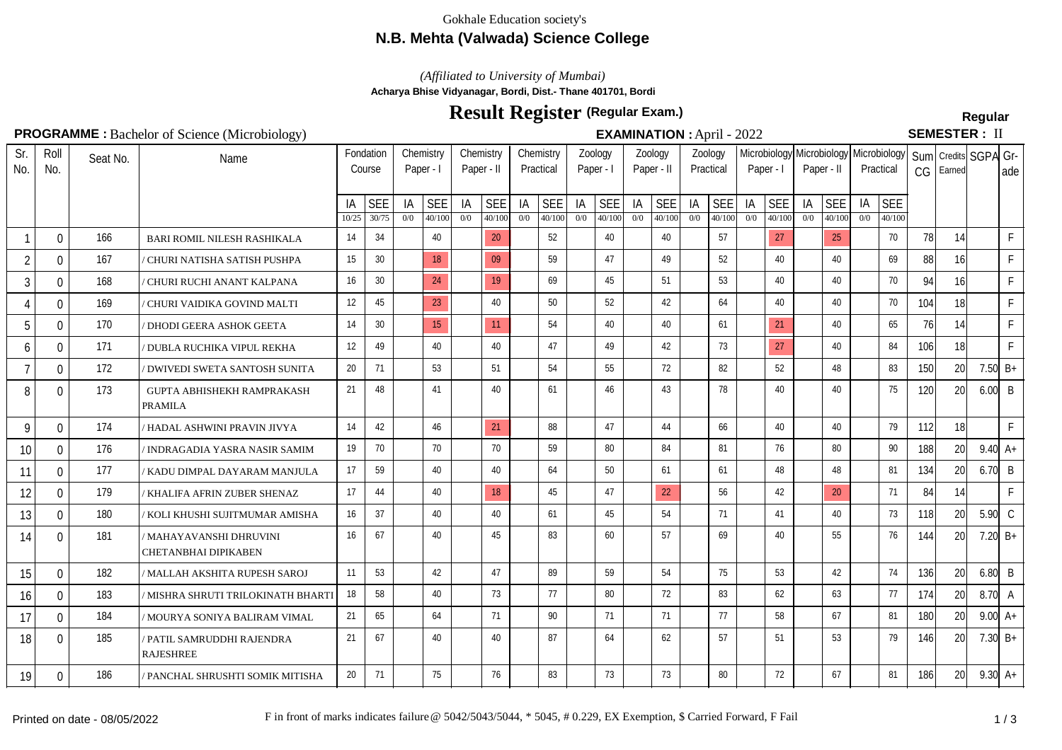Gokhale Education society's

# N.B. Mehta (Valwada) Science College

*(Affiliated to University of Mumbai)*

**Acharya Bhise Vidyanagar, Bordi, Dist.- Thane 401701, Bordi**

## Result Register (Regular Exam.)

**Regular**

**PROGRAMME :** Bachelor of Science (Microbiology) **EXAMINATION :** April - 2022 **SEMESTER :** II

| Sr. No. | Roll No. | Seat No. | Name | Fondation Course | | Chemistry Paper - I | | Chemistry Paper - II | | Chemistry Practical | | Zoology Paper - I | | Zoology Paper - II | | Zoology Practical | | Microbiology Paper - I | | Microbiology Paper - II | | Microbiology Practical | | Sum CG | Credits Earned | SGPA | Grade |
|---|---|---|---|---|---|---|---|---|---|---|---|---|---|---|---|---|---|---|---|---|---|---|---|---|---|---|---|
| | | | | IA 10/25 | SEE 30/75 | IA 0/0 | SEE 40/100 | IA 0/0 | SEE 40/100 | IA 0/0 | SEE 40/100 | IA 0/0 | SEE 40/100 | IA 0/0 | SEE 40/100 | IA 0/0 | SEE 40/100 | IA 0/0 | SEE 40/100 | IA 0/0 | SEE 40/100 | IA 0/0 | SEE 40/100 | | | | |
| 1 | 0 | 166 | BARI ROMIL NILESH RASHIKALA | 14 | 34 | | 40 | | 20 | | 52 | | 40 | | 40 | | 57 | | 27 | | 25 | | 70 | 78 | 14 | | F |
| 2 | 0 | 167 | / CHURI NATISHA SATISH PUSHPA | 15 | 30 | | 18 | | 09 | | 59 | | 47 | | 49 | | 52 | | 40 | | 40 | | 69 | 88 | 16 | | F |
| 3 | 0 | 168 | / CHURI RUCHI ANANT KALPANA | 16 | 30 | | 24 | | 19 | | 69 | | 45 | | 51 | | 53 | | 40 | | 40 | | 70 | 94 | 16 | | F |
| 4 | 0 | 169 | / CHURI VAIDIKA GOVIND MALTI | 12 | 45 | | 23 | | 40 | | 50 | | 52 | | 42 | | 64 | | 40 | | 40 | | 70 | 104 | 18 | | F |
| 5 | 0 | 170 | / DHODI GEERA ASHOK GEETA | 14 | 30 | | 15 | | 11 | | 54 | | 40 | | 40 | | 61 | | 21 | | 40 | | 65 | 76 | 14 | | F |
| 6 | 0 | 171 | / DUBLA RUCHIKA VIPUL REKHA | 12 | 49 | | 40 | | 40 | | 47 | | 49 | | 42 | | 73 | | 27 | | 40 | | 84 | 106 | 18 | | F |
| 7 | 0 | 172 | / DWIVEDI SWETA SANTOSH SUNITA | 20 | 71 | | 53 | | 51 | | 54 | | 55 | | 72 | | 82 | | 52 | | 48 | | 83 | 150 | 20 | 7.50 | B+ |
| 8 | 0 | 173 | GUPTA ABHISHEKH RAMPRAKASH PRAMILA | 21 | 48 | | 41 | | 40 | | 61 | | 46 | | 43 | | 78 | | 40 | | 40 | | 75 | 120 | 20 | 6.00 | B |
| 9 | 0 | 174 | / HADAL ASHWINI PRAVIN JIVYA | 14 | 42 | | 46 | | 21 | | 88 | | 47 | | 44 | | 66 | | 40 | | 40 | | 79 | 112 | 18 | | F |
| 10 | 0 | 176 | / INDRAGADIA YASRA NASIR SAMIM | 19 | 70 | | 70 | | 70 | | 59 | | 80 | | 84 | | 81 | | 76 | | 80 | | 90 | 188 | 20 | 9.40 | A+ |
| 11 | 0 | 177 | / KADU DIMPAL DAYARAM MANJULA | 17 | 59 | | 40 | | 40 | | 64 | | 50 | | 61 | | 61 | | 48 | | 48 | | 81 | 134 | 20 | 6.70 | B |
| 12 | 0 | 179 | / KHALIFA AFRIN ZUBER SHENAZ | 17 | 44 | | 40 | | 18 | | 45 | | 47 | | 22 | | 56 | | 42 | | 20 | | 71 | 84 | 14 | | F |
| 13 | 0 | 180 | / KOLI KHUSHI SUJITMUMAR AMISHA | 16 | 37 | | 40 | | 40 | | 61 | | 45 | | 54 | | 71 | | 41 | | 40 | | 73 | 118 | 20 | 5.90 | C |
| 14 | 0 | 181 | / MAHAYAVANSHI DHRUVINI CHETANBHAI DIPIKABEN | 16 | 67 | | 40 | | 45 | | 83 | | 60 | | 57 | | 69 | | 40 | | 55 | | 76 | 144 | 20 | 7.20 | B+ |
| 15 | 0 | 182 | / MALLAH AKSHITA RUPESH SAROJ | 11 | 53 | | 42 | | 47 | | 89 | | 59 | | 54 | | 75 | | 53 | | 42 | | 74 | 136 | 20 | 6.80 | B |
| 16 | 0 | 183 | / MISHRA SHRUTI TRILOKINATH BHARTI | 18 | 58 | | 40 | | 73 | | 77 | | 80 | | 72 | | 83 | | 62 | | 63 | | 77 | 174 | 20 | 8.70 | A |
| 17 | 0 | 184 | / MOURYA SONIYA BALIRAM VIMAL | 21 | 65 | | 64 | | 71 | | 90 | | 71 | | 71 | | 77 | | 58 | | 67 | | 81 | 180 | 20 | 9.00 | A+ |
| 18 | 0 | 185 | / PATIL SAMRUDDHI RAJENDRA RAJESHREE | 21 | 67 | | 40 | | 40 | | 87 | | 64 | | 62 | | 57 | | 51 | | 53 | | 79 | 146 | 20 | 7.30 | B+ |
| 19 | 0 | 186 | / PANCHAL SHRUSHTI SOMIK MITISHA | 20 | 71 | | 75 | | 76 | | 83 | | 73 | | 73 | | 80 | | 72 | | 67 | | 81 | 186 | 20 | 9.30 | A+ |

Printed on date - 08/05/2022

F in front of marks indicates failure @ 5042/5043/5044, * 5045, # 0.229, EX Exemption, $ Carried Forward, F Fail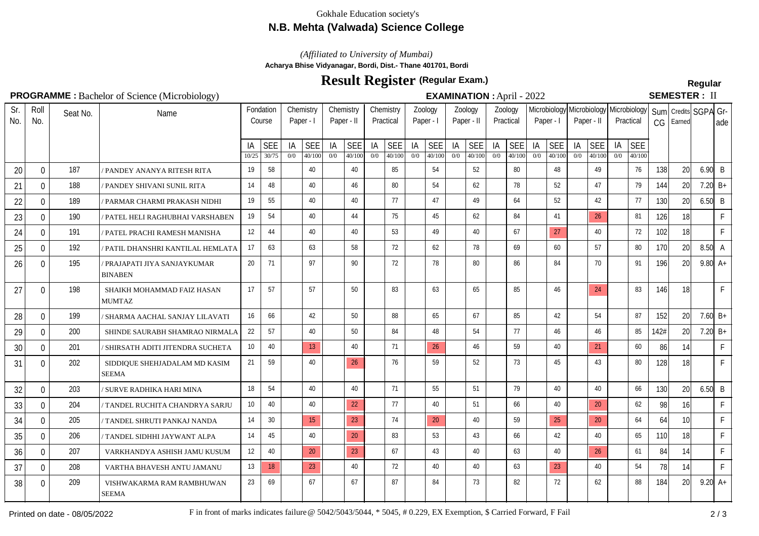Gokhale Education society's

## N.B. Mehta (Valwada) Science College

*(Affiliated to University of Mumbai)*

**Acharya Bhise Vidyanagar, Bordi, Dist.- Thane 401701, Bordi**

# Result Register (Regular Exam.)

**Regular**

**PROGRAMME :** Bachelor of Science (Microbiology) **EXAMINATION :** April - 2022 **SEMESTER :** II

| Sr. No. | Roll No. | Seat No. | Name | Fondation Course | | Chemistry Paper - I | | Chemistry Paper - II | | Chemistry Practical | | Zoology Paper - I | | Zoology Paper - II | | Zoology Practical | | Microbiology Paper - I | | Microbiology Paper - II | | Microbiology Practical | | Sum CG | Credits Earned | SGPA | Grade |
|---|---|---|---|---|---|---|---|---|---|---|---|---|---|---|---|---|---|---|---|---|---|---|---|---|---|---|---|
| | | | | IA 10/25 | SEE 30/75 | IA 0/0 | SEE 40/100 | IA 0/0 | SEE 40/100 | IA 0/0 | SEE 40/100 | IA 0/0 | SEE 40/100 | IA 0/0 | SEE 40/100 | IA 0/0 | SEE 40/100 | IA 0/0 | SEE 40/100 | IA 0/0 | SEE 40/100 | IA 0/0 | SEE 40/100 | | | | |
| 20 | 0 | 187 | / PANDEY ANANYA RITESH RITA | 19 | 58 | | 40 | | 40 | | 85 | | 54 | | 52 | | 80 | | 48 | | 49 | | 76 | 138 | 20 | 6.90 | B |
| 21 | 0 | 188 | / PANDEY SHIVANI SUNIL RITA | 14 | 48 | | 40 | | 46 | | 80 | | 54 | | 62 | | 78 | | 52 | | 47 | | 79 | 144 | 20 | 7.20 | B+ |
| 22 | 0 | 189 | / PARMAR CHARMI PRAKASH NIDHI | 19 | 55 | | 40 | | 40 | | 77 | | 47 | | 49 | | 64 | | 52 | | 42 | | 77 | 130 | 20 | 6.50 | B |
| 23 | 0 | 190 | / PATEL HELI RAGHUBHAI VARSHABEN | 19 | 54 | | 40 | | 44 | | 75 | | 45 | | 62 | | 84 | | 41 | | 26 | | 81 | 126 | 18 | | F |
| 24 | 0 | 191 | / PATEL PRACHI RAMESH MANISHA | 12 | 44 | | 40 | | 40 | | 53 | | 49 | | 40 | | 67 | | 27 | | 40 | | 72 | 102 | 18 | | F |
| 25 | 0 | 192 | / PATIL DHANSHRI KANTILAL HEMLATA | 17 | 63 | | 63 | | 58 | | 72 | | 62 | | 78 | | 69 | | 60 | | 57 | | 80 | 170 | 20 | 8.50 | A |
| 26 | 0 | 195 | / PRAJAPATI JIYA SANJAYKUMAR BINABEN | 20 | 71 | | 97 | | 90 | | 72 | | 78 | | 80 | | 86 | | 84 | | 70 | | 91 | 196 | 20 | 9.80 | A+ |
| 27 | 0 | 198 | SHAIKH MOHAMMAD FAIZ HASAN MUMTAZ | 17 | 57 | | 57 | | 50 | | 83 | | 63 | | 65 | | 85 | | 46 | | 24 | | 83 | 146 | 18 | | F |
| 28 | 0 | 199 | / SHARMA AACHAL SANJAY LILAVATI | 16 | 66 | | 42 | | 50 | | 88 | | 65 | | 67 | | 85 | | 42 | | 54 | | 87 | 152 | 20 | 7.60 | B+ |
| 29 | 0 | 200 | SHINDE SAURABH SHAMRAO NIRMALA | 22 | 57 | | 40 | | 50 | | 84 | | 48 | | 54 | | 77 | | 46 | | 46 | | 85 | 142# | 20 | 7.20 | B+ |
| 30 | 0 | 201 | / SHIRSATH ADITI JITENDRA SUCHETA | 10 | 40 | | 13 | | 40 | | 71 | | 26 | | 46 | | 59 | | 40 | | 21 | | 60 | 86 | 14 | | F |
| 31 | 0 | 202 | SIDDIQUE SHEHJADALAM MD KASIM SEEMA | 21 | 59 | | 40 | | 26 | | 76 | | 59 | | 52 | | 73 | | 45 | | 43 | | 80 | 128 | 18 | | F |
| 32 | 0 | 203 | / SURVE RADHIKA HARI MINA | 18 | 54 | | 40 | | 40 | | 71 | | 55 | | 51 | | 79 | | 40 | | 40 | | 66 | 130 | 20 | 6.50 | B |
| 33 | 0 | 204 | / TANDEL RUCHITA CHANDRYA SARJU | 10 | 40 | | 40 | | 22 | | 77 | | 40 | | 51 | | 66 | | 40 | | 20 | | 62 | 98 | 16 | | F |
| 34 | 0 | 205 | / TANDEL SHRUTI PANKAJ NANDA | 14 | 30 | | 15 | | 23 | | 74 | | 20 | | 40 | | 59 | | 25 | | 20 | | 64 | 64 | 10 | | F |
| 35 | 0 | 206 | / TANDEL SIDHHI JAYWANT ALPA | 14 | 45 | | 40 | | 20 | | 83 | | 53 | | 43 | | 66 | | 42 | | 40 | | 65 | 110 | 18 | | F |
| 36 | 0 | 207 | VARKHANDYA ASHISH JAMU KUSUM | 12 | 40 | | 20 | | 23 | | 67 | | 43 | | 40 | | 63 | | 40 | | 26 | | 61 | 84 | 14 | | F |
| 37 | 0 | 208 | VARTHA BHAVESH ANTU JAMANU | 13 | 18 | | 23 | | 40 | | 72 | | 40 | | 40 | | 63 | | 23 | | 40 | | 54 | 78 | 14 | | F |
| 38 | 0 | 209 | VISHWAKARMA RAM RAMBHUWAN SEEMA | 23 | 69 | | 67 | | 67 | | 87 | | 84 | | 73 | | 82 | | 72 | | 62 | | 88 | 184 | 20 | 9.20 | A+ |

Printed on date - 08/05/2022

F in front of marks indicates failure @ 5042/5043/5044, * 5045, # 0.229, EX Exemption, $ Carried Forward, F Fail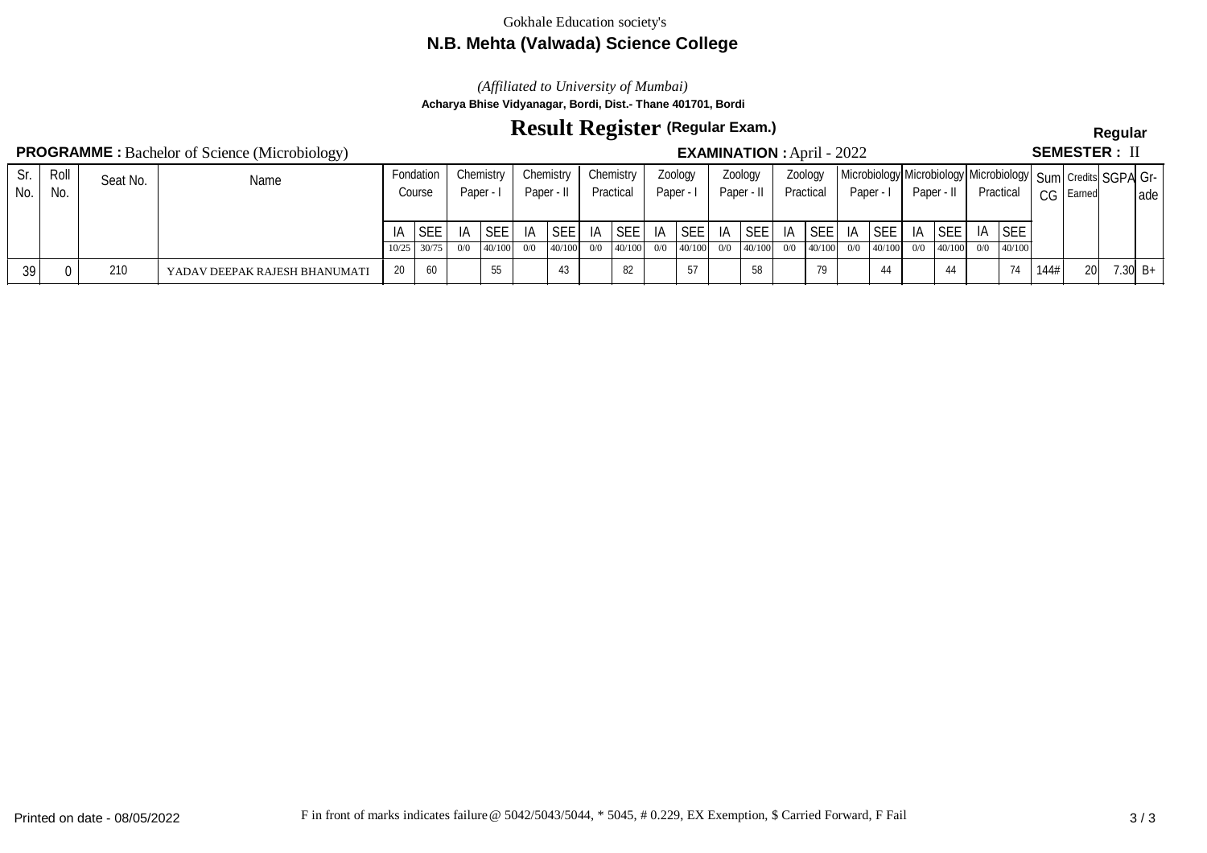Gokhale Education society's

## N.B. Mehta (Valwada) Science College

*(Affiliated to University of Mumbai)*

**Acharya Bhise Vidyanagar, Bordi, Dist.- Thane 401701, Bordi**

# Result Register (Regular Exam.)

**Regular**

**PROGRAMME :** Bachelor of Science (Microbiology) **EXAMINATION :** April - 2022 **SEMESTER :** II

| Sr. No. | Roll No. | Seat No. | Name | Fondation Course | | Chemistry Paper - I | | Chemistry Paper - II | | Chemistry Practical | | Zoology Paper - I | | Zoology Paper - II | | Zoology Practical | | Microbiology Paper - I | | Microbiology Paper - II | | Microbiology Practical | | Sum CG | Credits Earned | SGPA | Gr-ade |
|---|---|---|---|---|---|---|---|---|---|---|---|---|---|---|---|---|---|---|---|---|---|---|---|---|---|---|---|
| | | | | IA 10/25 | SEE 30/75 | IA 0/0 | SEE 40/100 | IA 0/0 | SEE 40/100 | IA 0/0 | SEE 40/100 | IA 0/0 | SEE 40/100 | IA 0/0 | SEE 40/100 | IA 0/0 | SEE 40/100 | IA 0/0 | SEE 40/100 | IA 0/0 | SEE 40/100 | IA 0/0 | SEE 40/100 | | | | |
| 39 | 0 | 210 | YADAV DEEPAK RAJESH BHANUMATI | 20 | 60 | | 55 | | 43 | | 82 | | 57 | | 58 | | 79 | | 44 | | 44 | | 74 | 144# | 20 | 7.30 | B+ |

Printed on date - 08/05/2022

F in front of marks indicates failure @ 5042/5043/5044, * 5045, # 0.229, EX Exemption, $ Carried Forward, F Fail